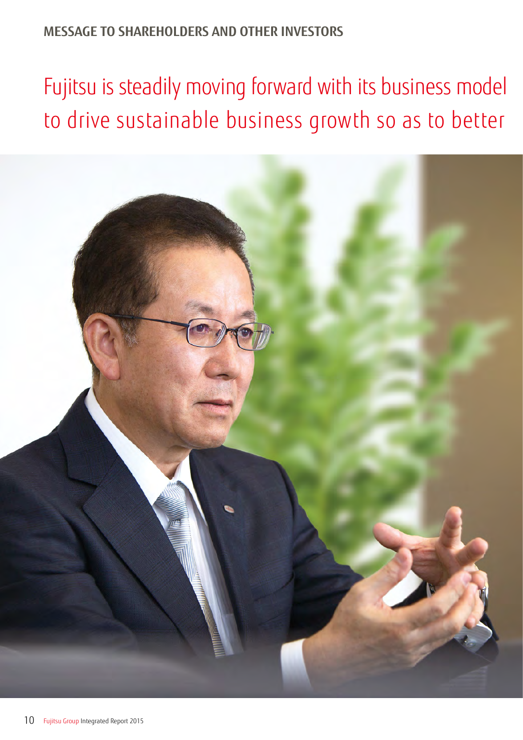MESSAGE TO SHAREHOLDERS AND OTHER INVESTORS

# Fujitsu is steadily moving forward with its business model to drive sustainable business growth so as to better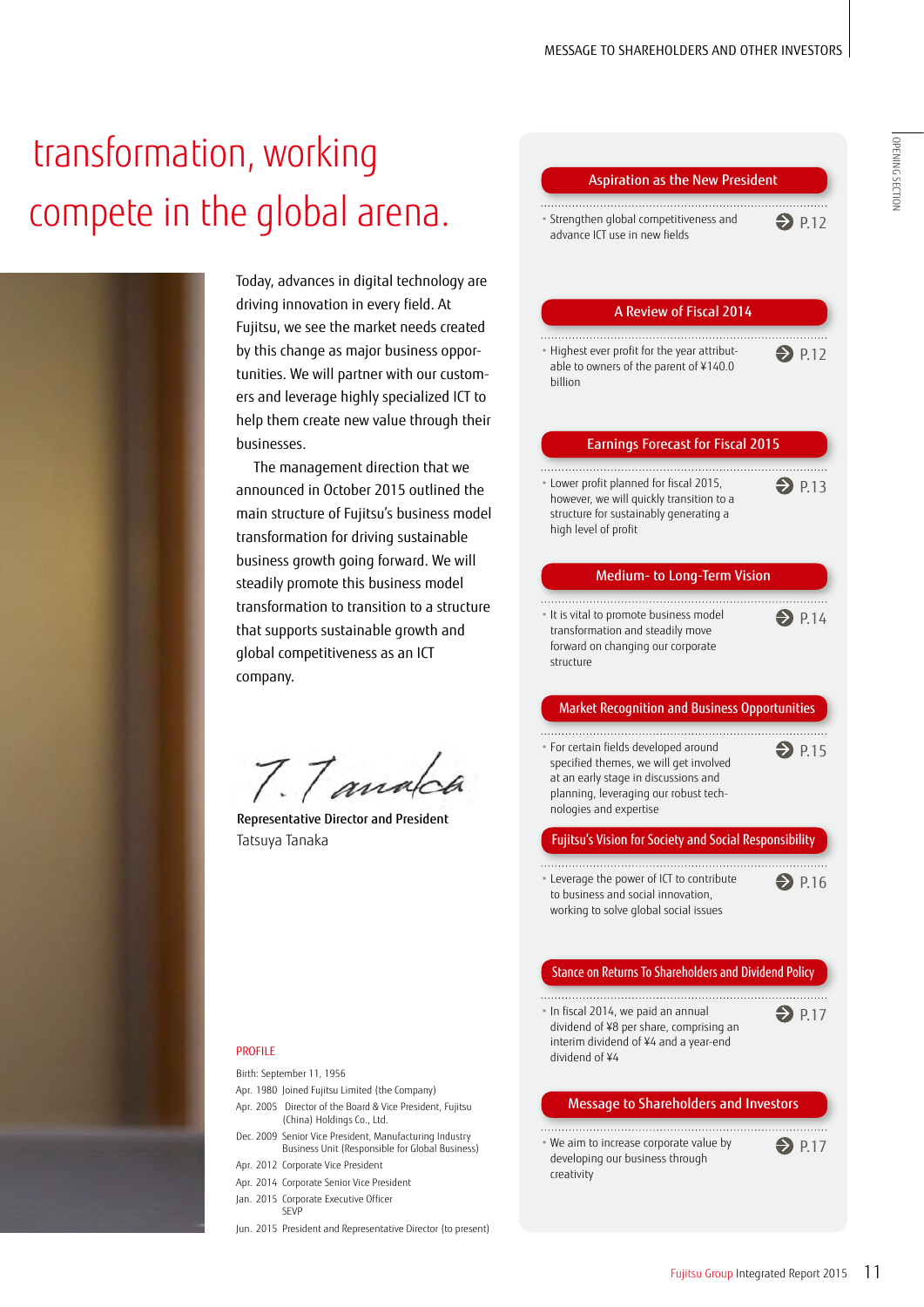# transformation, working compete in the global arena.

Today, advances in digital technology are driving innovation in every field. At Fujitsu, we see the market needs created by this change as major business opportunities. We will partner with our customers and leverage highly specialized ICT to help them create new value through their businesses.

The management direction that we announced in October 2015 outlined the main structure of Fujitsu's business model transformation for driving sustainable business growth going forward. We will steadily promote this business model transformation to transition to a structure that supports sustainable growth and global competitiveness as an ICT company.

**Representative Director and President**
Tatsuya Tanaka

### PROFILE

Birth: September 11, 1956

- Apr. 1980 Joined Fujitsu Limited (the Company)
- Apr. 2005 Director of the Board & Vice President, Fujitsu (China) Holdings Co., Ltd.
- Dec. 2009 Senior Vice President, Manufacturing Industry Business Unit (Responsible for Global Business)
- Apr. 2012 Corporate Vice President
- Apr. 2014 Corporate Senior Vice President
- Jan. 2015 Corporate Executive Officer SEVP
- Jun. 2015 President and Representative Director (to present)

### Aspiration as the New President

- Strengthen global competitiveness and advance ICT use in new fields → P.12

### A Review of Fiscal 2014

- Highest ever profit for the year attributable to owners of the parent of ¥140.0 billion → P.12

### Earnings Forecast for Fiscal 2015

- Lower profit planned for fiscal 2015, however, we will quickly transition to a structure for sustainably generating a high level of profit → P.13

### Medium- to Long-Term Vision

- It is vital to promote business model transformation and steadily move forward on changing our corporate structure → P.14

### Market Recognition and Business Opportunities

- For certain fields developed around specified themes, we will get involved at an early stage in discussions and planning, leveraging our robust technologies and expertise → P.15

### Fujitsu's Vision for Society and Social Responsibility

- Leverage the power of ICT to contribute to business and social innovation, working to solve global social issues → P.16

### Stance on Returns To Shareholders and Dividend Policy

- In fiscal 2014, we paid an annual dividend of ¥8 per share, comprising an interim dividend of ¥4 and a year-end dividend of ¥4 → P.17

### Message to Shareholders and Investors

- We aim to increase corporate value by developing our business through creativity → P.17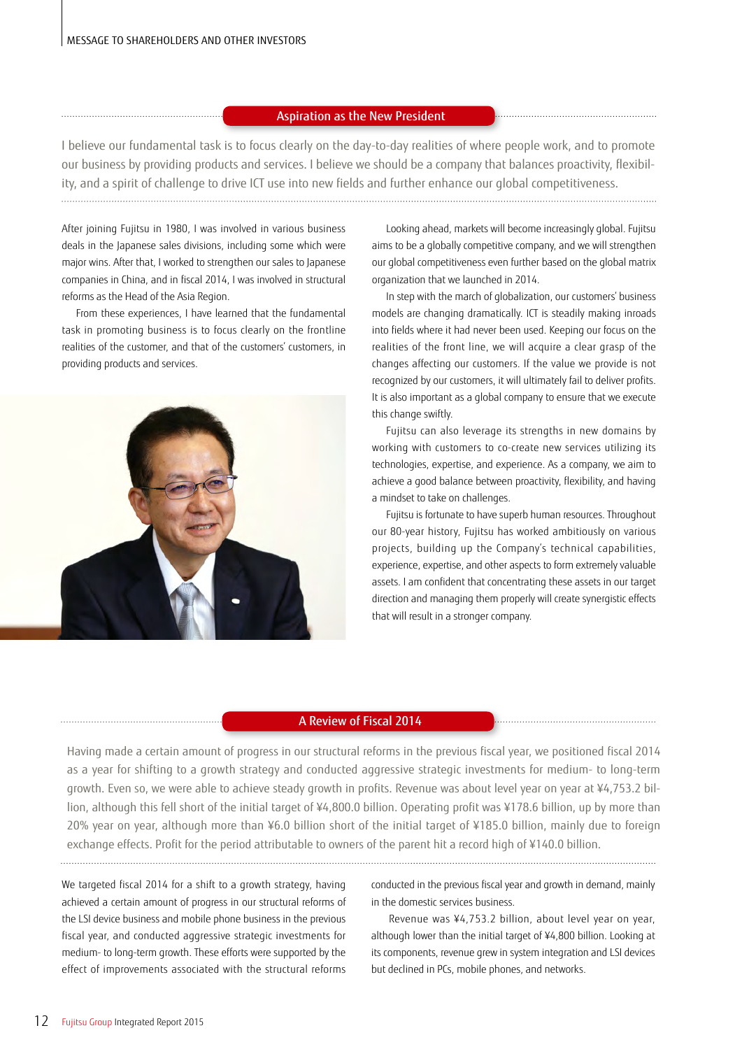## Aspiration as the New President

I believe our fundamental task is to focus clearly on the day-to-day realities of where people work, and to promote our business by providing products and services. I believe we should be a company that balances proactivity, flexibility, and a spirit of challenge to drive ICT use into new fields and further enhance our global competitiveness.

After joining Fujitsu in 1980, I was involved in various business deals in the Japanese sales divisions, including some which were major wins. After that, I worked to strengthen our sales to Japanese companies in China, and in fiscal 2014, I was involved in structural reforms as the Head of the Asia Region.

From these experiences, I have learned that the fundamental task in promoting business is to focus clearly on the frontline realities of the customer, and that of the customers' customers, in providing products and services.

Looking ahead, markets will become increasingly global. Fujitsu aims to be a globally competitive company, and we will strengthen our global competitiveness even further based on the global matrix organization that we launched in 2014.

In step with the march of globalization, our customers' business models are changing dramatically. ICT is steadily making inroads into fields where it had never been used. Keeping our focus on the realities of the front line, we will acquire a clear grasp of the changes affecting our customers. If the value we provide is not recognized by our customers, it will ultimately fail to deliver profits. It is also important as a global company to ensure that we execute this change swiftly.

Fujitsu can also leverage its strengths in new domains by working with customers to co-create new services utilizing its technologies, expertise, and experience. As a company, we aim to achieve a good balance between proactivity, flexibility, and having a mindset to take on challenges.

Fujitsu is fortunate to have superb human resources. Throughout our 80-year history, Fujitsu has worked ambitiously on various projects, building up the Company's technical capabilities, experience, expertise, and other aspects to form extremely valuable assets. I am confident that concentrating these assets in our target direction and managing them properly will create synergistic effects that will result in a stronger company.

## A Review of Fiscal 2014

Having made a certain amount of progress in our structural reforms in the previous fiscal year, we positioned fiscal 2014 as a year for shifting to a growth strategy and conducted aggressive strategic investments for medium- to long-term growth. Even so, we were able to achieve steady growth in profits. Revenue was about level year on year at ¥4,753.2 billion, although this fell short of the initial target of ¥4,800.0 billion. Operating profit was ¥178.6 billion, up by more than 20% year on year, although more than ¥6.0 billion short of the initial target of ¥185.0 billion, mainly due to foreign exchange effects. Profit for the period attributable to owners of the parent hit a record high of ¥140.0 billion.

We targeted fiscal 2014 for a shift to a growth strategy, having achieved a certain amount of progress in our structural reforms of the LSI device business and mobile phone business in the previous fiscal year, and conducted aggressive strategic investments for medium- to long-term growth. These efforts were supported by the effect of improvements associated with the structural reforms conducted in the previous fiscal year and growth in demand, mainly in the domestic services business.

Revenue was ¥4,753.2 billion, about level year on year, although lower than the initial target of ¥4,800 billion. Looking at its components, revenue grew in system integration and LSI devices but declined in PCs, mobile phones, and networks.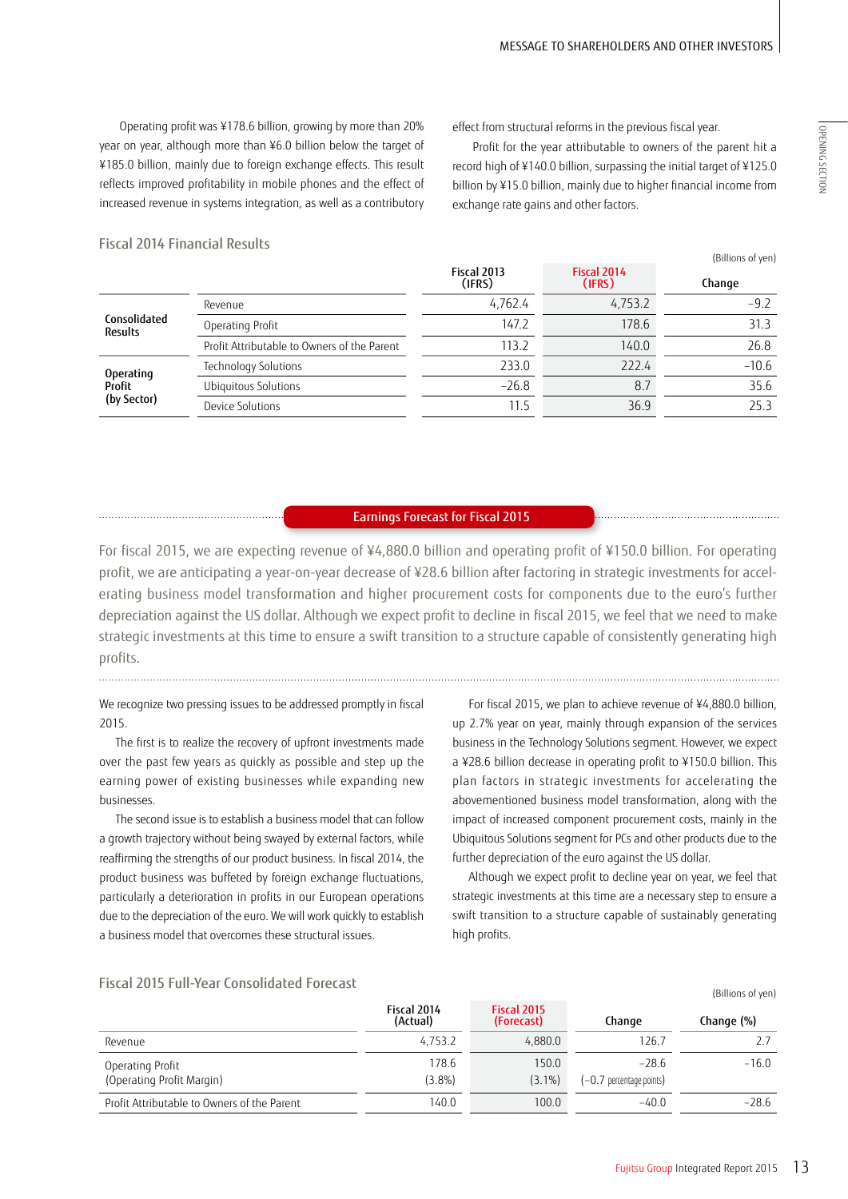Operating profit was ¥178.6 billion, growing by more than 20% year on year, although more than ¥6.0 billion below the target of ¥185.0 billion, mainly due to foreign exchange effects. This result reflects improved profitability in mobile phones and the effect of increased revenue in systems integration, as well as a contributory effect from structural reforms in the previous fiscal year.

Profit for the year attributable to owners of the parent hit a record high of ¥140.0 billion, surpassing the initial target of ¥125.0 billion by ¥15.0 billion, mainly due to higher financial income from exchange rate gains and other factors.

### Fiscal 2014 Financial Results

(Billions of yen)

| | | Fiscal 2013 (IFRS) | Fiscal 2014 (IFRS) | Change |
|---|---|---|---|---|
| **Consolidated Results** | Revenue | 4,762.4 | 4,753.2 | −9.2 |
| | Operating Profit | 147.2 | 178.6 | 31.3 |
| | Profit Attributable to Owners of the Parent | 113.2 | 140.0 | 26.8 |
| **Operating Profit (by Sector)** | Technology Solutions | 233.0 | 222.4 | −10.6 |
| | Ubiquitous Solutions | −26.8 | 8.7 | 35.6 |
| | Device Solutions | 11.5 | 36.9 | 25.3 |

## Earnings Forecast for Fiscal 2015

For fiscal 2015, we are expecting revenue of ¥4,880.0 billion and operating profit of ¥150.0 billion. For operating profit, we are anticipating a year-on-year decrease of ¥28.6 billion after factoring in strategic investments for accelerating business model transformation and higher procurement costs for components due to the euro's further depreciation against the US dollar. Although we expect profit to decline in fiscal 2015, we feel that we need to make strategic investments at this time to ensure a swift transition to a structure capable of consistently generating high profits.

We recognize two pressing issues to be addressed promptly in fiscal 2015.

The first is to realize the recovery of upfront investments made over the past few years as quickly as possible and step up the earning power of existing businesses while expanding new businesses.

The second issue is to establish a business model that can follow a growth trajectory without being swayed by external factors, while reaffirming the strengths of our product business. In fiscal 2014, the product business was buffeted by foreign exchange fluctuations, particularly a deterioration in profits in our European operations due to the depreciation of the euro. We will work quickly to establish a business model that overcomes these structural issues.

For fiscal 2015, we plan to achieve revenue of ¥4,880.0 billion, up 2.7% year on year, mainly through expansion of the services business in the Technology Solutions segment. However, we expect a ¥28.6 billion decrease in operating profit to ¥150.0 billion. This plan factors in strategic investments for accelerating the abovementioned business model transformation, along with the impact of increased component procurement costs, mainly in the Ubiquitous Solutions segment for PCs and other products due to the further depreciation of the euro against the US dollar.

Although we expect profit to decline year on year, we feel that strategic investments at this time are a necessary step to ensure a swift transition to a structure capable of sustainably generating high profits.

### Fiscal 2015 Full-Year Consolidated Forecast

(Billions of yen)

| | Fiscal 2014 (Actual) | Fiscal 2015 (Forecast) | Change | Change (%) |
|---|---|---|---|---|
| Revenue | 4,753.2 | 4,880.0 | 126.7 | 2.7 |
| Operating Profit<br>(Operating Profit Margin) | 178.6<br>(3.8%) | 150.0<br>(3.1%) | −28.6<br>(−0.7 percentage points) | −16.0 |
| Profit Attributable to Owners of the Parent | 140.0 | 100.0 | −40.0 | −28.6 |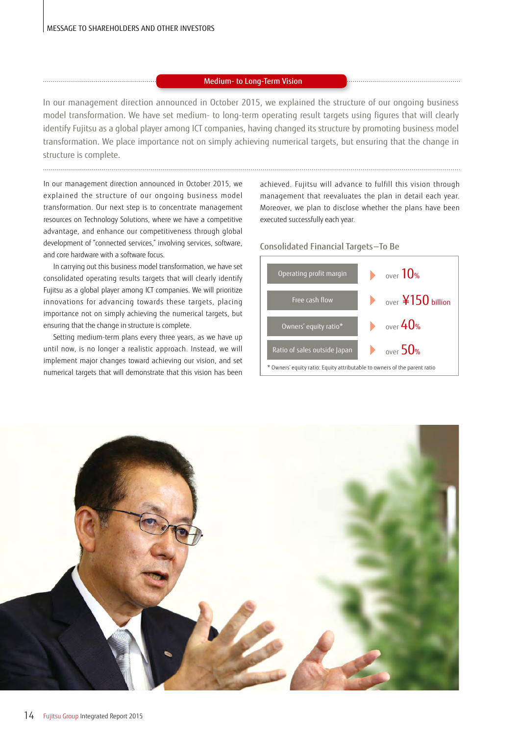## Medium- to Long-Term Vision

In our management direction announced in October 2015, we explained the structure of our ongoing business model transformation. We have set medium- to long-term operating result targets using figures that will clearly identify Fujitsu as a global player among ICT companies, having changed its structure by promoting business model transformation. We place importance not on simply achieving numerical targets, but ensuring that the change in structure is complete.

In our management direction announced in October 2015, we explained the structure of our ongoing business model transformation. Our next step is to concentrate management resources on Technology Solutions, where we have a competitive advantage, and enhance our competitiveness through global development of "connected services," involving services, software, and core hardware with a software focus.

In carrying out this business model transformation, we have set consolidated operating results targets that will clearly identify Fujitsu as a global player among ICT companies. We will prioritize innovations for advancing towards these targets, placing importance not on simply achieving the numerical targets, but ensuring that the change in structure is complete.

Setting medium-term plans every three years, as we have up until now, is no longer a realistic approach. Instead, we will implement major changes toward achieving our vision, and set numerical targets that will demonstrate that this vision has been achieved. Fujitsu will advance to fulfill this vision through management that reevaluates the plan in detail each year. Moreover, we plan to disclose whether the plans have been executed successfully each year.

### Consolidated Financial Targets—To Be

| Target | To Be |
|---|---|
| Operating profit margin | over 10% |
| Free cash flow | over ¥150 billion |
| Owners' equity ratio* | over 40% |
| Ratio of sales outside Japan | over 50% |

* Owners' equity ratio: Equity attributable to owners of the parent ratio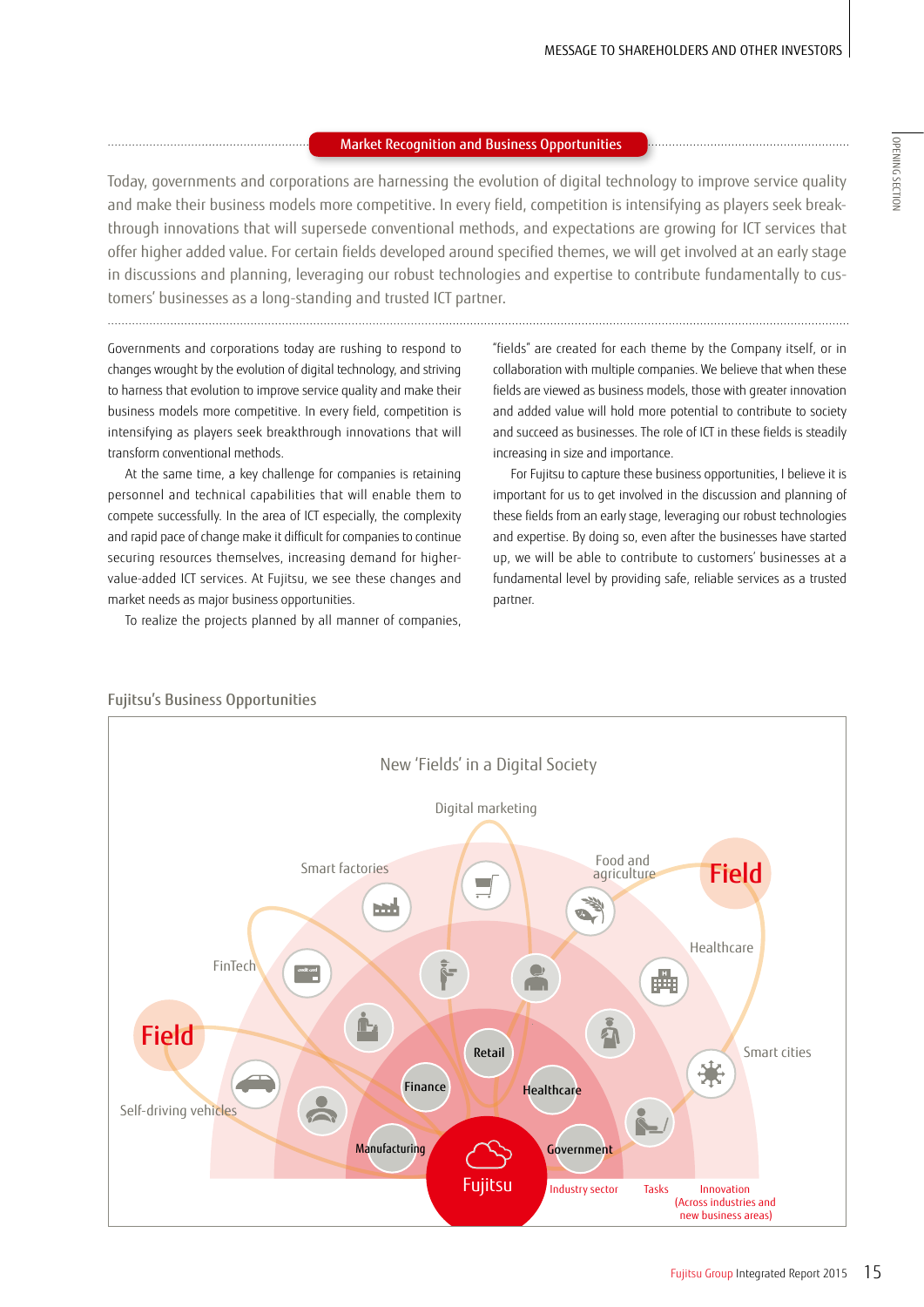## Market Recognition and Business Opportunities

Today, governments and corporations are harnessing the evolution of digital technology to improve service quality and make their business models more competitive. In every field, competition is intensifying as players seek breakthrough innovations that will supersede conventional methods, and expectations are growing for ICT services that offer higher added value. For certain fields developed around specified themes, we will get involved at an early stage in discussions and planning, leveraging our robust technologies and expertise to contribute fundamentally to customers' businesses as a long-standing and trusted ICT partner.

Governments and corporations today are rushing to respond to changes wrought by the evolution of digital technology, and striving to harness that evolution to improve service quality and make their business models more competitive. In every field, competition is intensifying as players seek breakthrough innovations that will transform conventional methods.

At the same time, a key challenge for companies is retaining personnel and technical capabilities that will enable them to compete successfully. In the area of ICT especially, the complexity and rapid pace of change make it difficult for companies to continue securing resources themselves, increasing demand for higher-value-added ICT services. At Fujitsu, we see these changes and market needs as major business opportunities.

To realize the projects planned by all manner of companies, "fields" are created for each theme by the Company itself, or in collaboration with multiple companies. We believe that when these fields are viewed as business models, those with greater innovation and added value will hold more potential to contribute to society and succeed as businesses. The role of ICT in these fields is steadily increasing in size and importance.

For Fujitsu to capture these business opportunities, I believe it is important for us to get involved in the discussion and planning of these fields from an early stage, leveraging our robust technologies and expertise. By doing so, even after the businesses have started up, we will be able to contribute to customers' businesses at a fundamental level by providing safe, reliable services as a trusted partner.

### Fujitsu's Business Opportunities

New 'Fields' in a Digital Society

Digital marketing · Smart factories · Food and agriculture · Field · Healthcare · FinTech · Field · Smart cities · Self-driving vehicles

Retail · Finance · Healthcare · Manufacturing · Government · Fujitsu

Industry sector · Tasks · Innovation (Across industries and new business areas)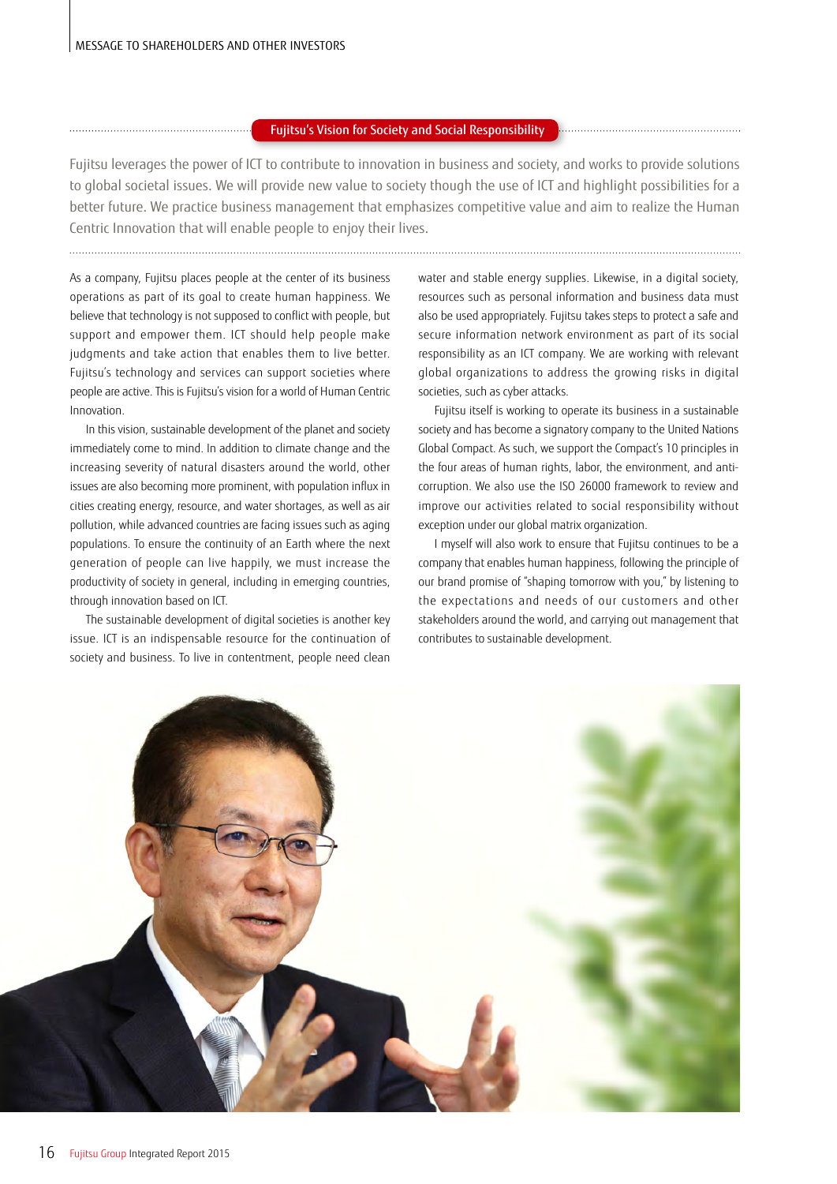## Fujitsu's Vision for Society and Social Responsibility

Fujitsu leverages the power of ICT to contribute to innovation in business and society, and works to provide solutions to global societal issues. We will provide new value to society though the use of ICT and highlight possibilities for a better future. We practice business management that emphasizes competitive value and aim to realize the Human Centric Innovation that will enable people to enjoy their lives.

As a company, Fujitsu places people at the center of its business operations as part of its goal to create human happiness. We believe that technology is not supposed to conflict with people, but support and empower them. ICT should help people make judgments and take action that enables them to live better. Fujitsu's technology and services can support societies where people are active. This is Fujitsu's vision for a world of Human Centric Innovation.

In this vision, sustainable development of the planet and society immediately come to mind. In addition to climate change and the increasing severity of natural disasters around the world, other issues are also becoming more prominent, with population influx in cities creating energy, resource, and water shortages, as well as air pollution, while advanced countries are facing issues such as aging populations. To ensure the continuity of an Earth where the next generation of people can live happily, we must increase the productivity of society in general, including in emerging countries, through innovation based on ICT.

The sustainable development of digital societies is another key issue. ICT is an indispensable resource for the continuation of society and business. To live in contentment, people need clean water and stable energy supplies. Likewise, in a digital society, resources such as personal information and business data must also be used appropriately. Fujitsu takes steps to protect a safe and secure information network environment as part of its social responsibility as an ICT company. We are working with relevant global organizations to address the growing risks in digital societies, such as cyber attacks.

Fujitsu itself is working to operate its business in a sustainable society and has become a signatory company to the United Nations Global Compact. As such, we support the Compact's 10 principles in the four areas of human rights, labor, the environment, and anti-corruption. We also use the ISO 26000 framework to review and improve our activities related to social responsibility without exception under our global matrix organization.

I myself will also work to ensure that Fujitsu continues to be a company that enables human happiness, following the principle of our brand promise of "shaping tomorrow with you," by listening to the expectations and needs of our customers and other stakeholders around the world, and carrying out management that contributes to sustainable development.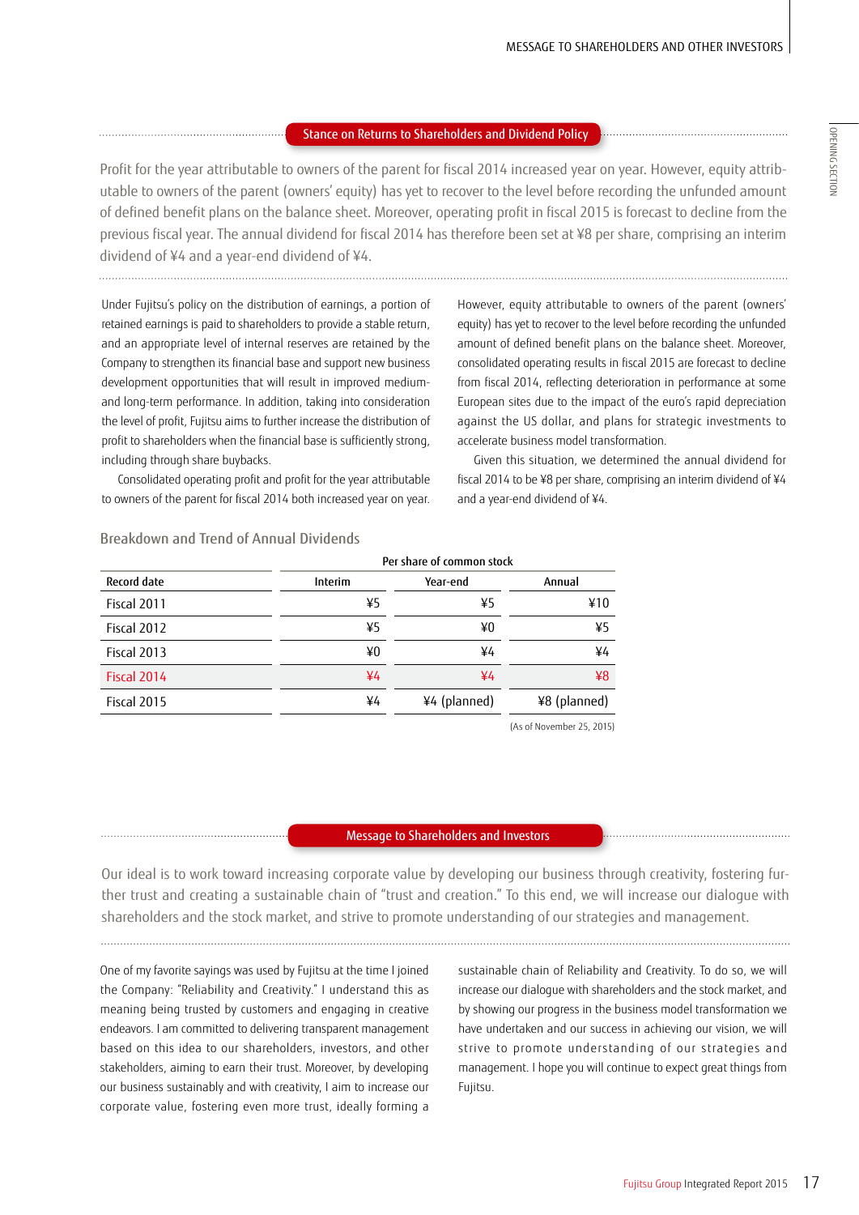## Stance on Returns to Shareholders and Dividend Policy

Profit for the year attributable to owners of the parent for fiscal 2014 increased year on year. However, equity attributable to owners of the parent (owners' equity) has yet to recover to the level before recording the unfunded amount of defined benefit plans on the balance sheet. Moreover, operating profit in fiscal 2015 is forecast to decline from the previous fiscal year. The annual dividend for fiscal 2014 has therefore been set at ¥8 per share, comprising an interim dividend of ¥4 and a year-end dividend of ¥4.

Under Fujitsu's policy on the distribution of earnings, a portion of retained earnings is paid to shareholders to provide a stable return, and an appropriate level of internal reserves are retained by the Company to strengthen its financial base and support new business development opportunities that will result in improved medium- and long-term performance. In addition, taking into consideration the level of profit, Fujitsu aims to further increase the distribution of profit to shareholders when the financial base is sufficiently strong, including through share buybacks.

Consolidated operating profit and profit for the year attributable to owners of the parent for fiscal 2014 both increased year on year. However, equity attributable to owners of the parent (owners' equity) has yet to recover to the level before recording the unfunded amount of defined benefit plans on the balance sheet. Moreover, consolidated operating results in fiscal 2015 are forecast to decline from fiscal 2014, reflecting deterioration in performance at some European sites due to the impact of the euro's rapid depreciation against the US dollar, and plans for strategic investments to accelerate business model transformation.

Given this situation, we determined the annual dividend for fiscal 2014 to be ¥8 per share, comprising an interim dividend of ¥4 and a year-end dividend of ¥4.

### Breakdown and Trend of Annual Dividends

| | Per share of common stock | | |
|---|---|---|---|
| Record date | Interim | Year-end | Annual |
| Fiscal 2011 | ¥5 | ¥5 | ¥10 |
| Fiscal 2012 | ¥5 | ¥0 | ¥5 |
| Fiscal 2013 | ¥0 | ¥4 | ¥4 |
| Fiscal 2014 | ¥4 | ¥4 | ¥8 |
| Fiscal 2015 | ¥4 | ¥4 (planned) | ¥8 (planned) |

(As of November 25, 2015)

## Message to Shareholders and Investors

Our ideal is to work toward increasing corporate value by developing our business through creativity, fostering further trust and creating a sustainable chain of "trust and creation." To this end, we will increase our dialogue with shareholders and the stock market, and strive to promote understanding of our strategies and management.

One of my favorite sayings was used by Fujitsu at the time I joined the Company: "Reliability and Creativity." I understand this as meaning being trusted by customers and engaging in creative endeavors. I am committed to delivering transparent management based on this idea to our shareholders, investors, and other stakeholders, aiming to earn their trust. Moreover, by developing our business sustainably and with creativity, I aim to increase our corporate value, fostering even more trust, ideally forming a sustainable chain of Reliability and Creativity. To do so, we will increase our dialogue with shareholders and the stock market, and by showing our progress in the business model transformation we have undertaken and our success in achieving our vision, we will strive to promote understanding of our strategies and management. I hope you will continue to expect great things from Fujitsu.